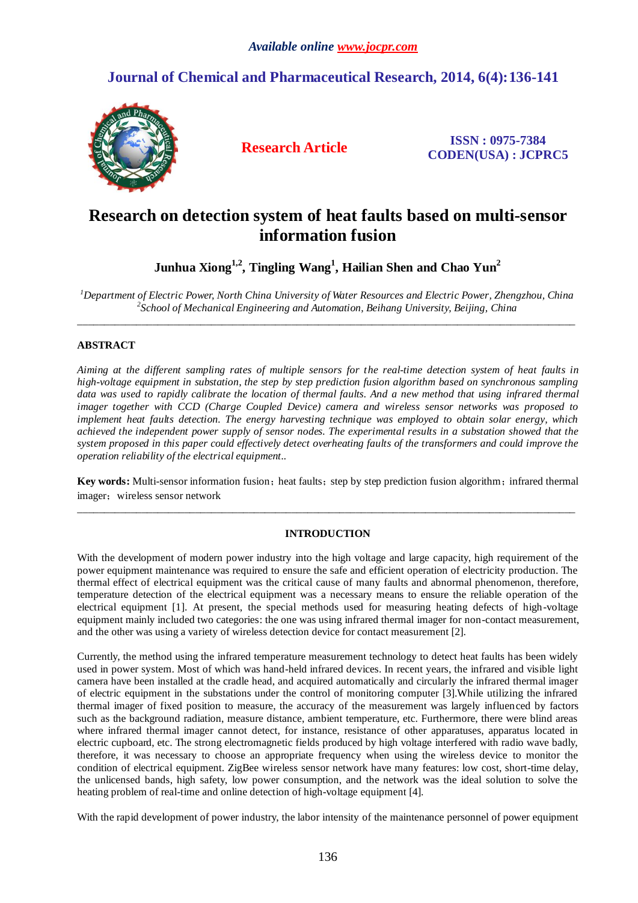*Available online www.jocpr.com*

**Journal of Chemical and Pharmaceutical Research, 2014, 6(4):136-141**

**Research Article**

**ISSN : 0975-7384**
**CODEN(USA) : JCPRC5**

# Research on detection system of heat faults based on multi-sensor information fusion

**Junhua Xiong[1,2], Tingling Wang[1], Hailian Shen and Chao Yun[2]**

*[1]Department of Electric Power, North China University of Water Resources and Electric Power, Zhengzhou, China*
*[2]School of Mechanical Engineering and Automation, Beihang University, Beijing, China*

---

## ABSTRACT

*Aiming at the different sampling rates of multiple sensors for the real-time detection system of heat faults in high-voltage equipment in substation, the step by step prediction fusion algorithm based on synchronous sampling data was used to rapidly calibrate the location of thermal faults. And a new method that using infrared thermal imager together with CCD (Charge Coupled Device) camera and wireless sensor networks was proposed to implement heat faults detection. The energy harvesting technique was employed to obtain solar energy, which achieved the independent power supply of sensor nodes. The experimental results in a substation showed that the system proposed in this paper could effectively detect overheating faults of the transformers and could improve the operation reliability of the electrical equipment..*

**Key words:** Multi-sensor information fusion；heat faults；step by step prediction fusion algorithm；infrared thermal imager；wireless sensor network

---

## INTRODUCTION

With the development of modern power industry into the high voltage and large capacity, high requirement of the power equipment maintenance was required to ensure the safe and efficient operation of electricity production. The thermal effect of electrical equipment was the critical cause of many faults and abnormal phenomenon, therefore, temperature detection of the electrical equipment was a necessary means to ensure the reliable operation of the electrical equipment [1]. At present, the special methods used for measuring heating defects of high-voltage equipment mainly included two categories: the one was using infrared thermal imager for non-contact measurement, and the other was using a variety of wireless detection device for contact measurement [2].

Currently, the method using the infrared temperature measurement technology to detect heat faults has been widely used in power system. Most of which was hand-held infrared devices. In recent years, the infrared and visible light camera have been installed at the cradle head, and acquired automatically and circularly the infrared thermal imager of electric equipment in the substations under the control of monitoring computer [3].While utilizing the infrared thermal imager of fixed position to measure, the accuracy of the measurement was largely influenced by factors such as the background radiation, measure distance, ambient temperature, etc. Furthermore, there were blind areas where infrared thermal imager cannot detect, for instance, resistance of other apparatuses, apparatus located in electric cupboard, etc. The strong electromagnetic fields produced by high voltage interfered with radio wave badly, therefore, it was necessary to choose an appropriate frequency when using the wireless device to monitor the condition of electrical equipment. ZigBee wireless sensor network have many features: low cost, short-time delay, the unlicensed bands, high safety, low power consumption, and the network was the ideal solution to solve the heating problem of real-time and online detection of high-voltage equipment [4].

With the rapid development of power industry, the labor intensity of the maintenance personnel of power equipment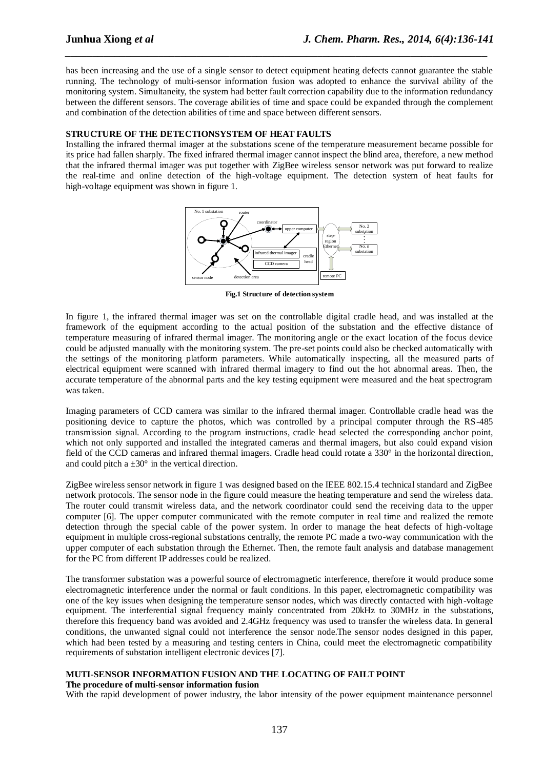has been increasing and the use of a single sensor to detect equipment heating defects cannot guarantee the stable running. The technology of multi-sensor information fusion was adopted to enhance the survival ability of the monitoring system. Simultaneity, the system had better fault correction capability due to the information redundancy between the different sensors. The coverage abilities of time and space could be expanded through the complement and combination of the detection abilities of time and space between different sensors.

**STRUCTURE OF THE DETECTIONSYSTEM OF HEAT FAULTS**

Installing the infrared thermal imager at the substations scene of the temperature measurement became possible for its price had fallen sharply. The fixed infrared thermal imager cannot inspect the blind area, therefore, a new method that the infrared thermal imager was put together with ZigBee wireless sensor network was put forward to realize the real-time and online detection of the high-voltage equipment. The detection system of heat faults for high-voltage equipment was shown in figure 1.

**Fig.1 Structure of detection system**

In figure 1, the infrared thermal imager was set on the controllable digital cradle head, and was installed at the framework of the equipment according to the actual position of the substation and the effective distance of temperature measuring of infrared thermal imager. The monitoring angle or the exact location of the focus device could be adjusted manually with the monitoring system. The pre-set points could also be checked automatically with the settings of the monitoring platform parameters. While automatically inspecting, all the measured parts of electrical equipment were scanned with infrared thermal imagery to find out the hot abnormal areas. Then, the accurate temperature of the abnormal parts and the key testing equipment were measured and the heat spectrogram was taken.

Imaging parameters of CCD camera was similar to the infrared thermal imager. Controllable cradle head was the positioning device to capture the photos, which was controlled by a principal computer through the RS-485 transmission signal. According to the program instructions, cradle head selected the corresponding anchor point, which not only supported and installed the integrated cameras and thermal imagers, but also could expand vision field of the CCD cameras and infrared thermal imagers. Cradle head could rotate a 330° in the horizontal direction, and could pitch a ±30° in the vertical direction.

ZigBee wireless sensor network in figure 1 was designed based on the IEEE 802.15.4 technical standard and ZigBee network protocols. The sensor node in the figure could measure the heating temperature and send the wireless data. The router could transmit wireless data, and the network coordinator could send the receiving data to the upper computer [6]. The upper computer communicated with the remote computer in real time and realized the remote detection through the special cable of the power system. In order to manage the heat defects of high-voltage equipment in multiple cross-regional substations centrally, the remote PC made a two-way communication with the upper computer of each substation through the Ethernet. Then, the remote fault analysis and database management for the PC from different IP addresses could be realized.

The transformer substation was a powerful source of electromagnetic interference, therefore it would produce some electromagnetic interference under the normal or fault conditions. In this paper, electromagnetic compatibility was one of the key issues when designing the temperature sensor nodes, which was directly contacted with high-voltage equipment. The interferential signal frequency mainly concentrated from 20kHz to 30MHz in the substations, therefore this frequency band was avoided and 2.4GHz frequency was used to transfer the wireless data. In general conditions, the unwanted signal could not interference the sensor node.The sensor nodes designed in this paper, which had been tested by a measuring and testing centers in China, could meet the electromagnetic compatibility requirements of substation intelligent electronic devices [7].

**MUTI-SENSOR INFORMATION FUSION AND THE LOCATING OF FAILT POINT**

**The procedure of multi-sensor information fusion**

With the rapid development of power industry, the labor intensity of the power equipment maintenance personnel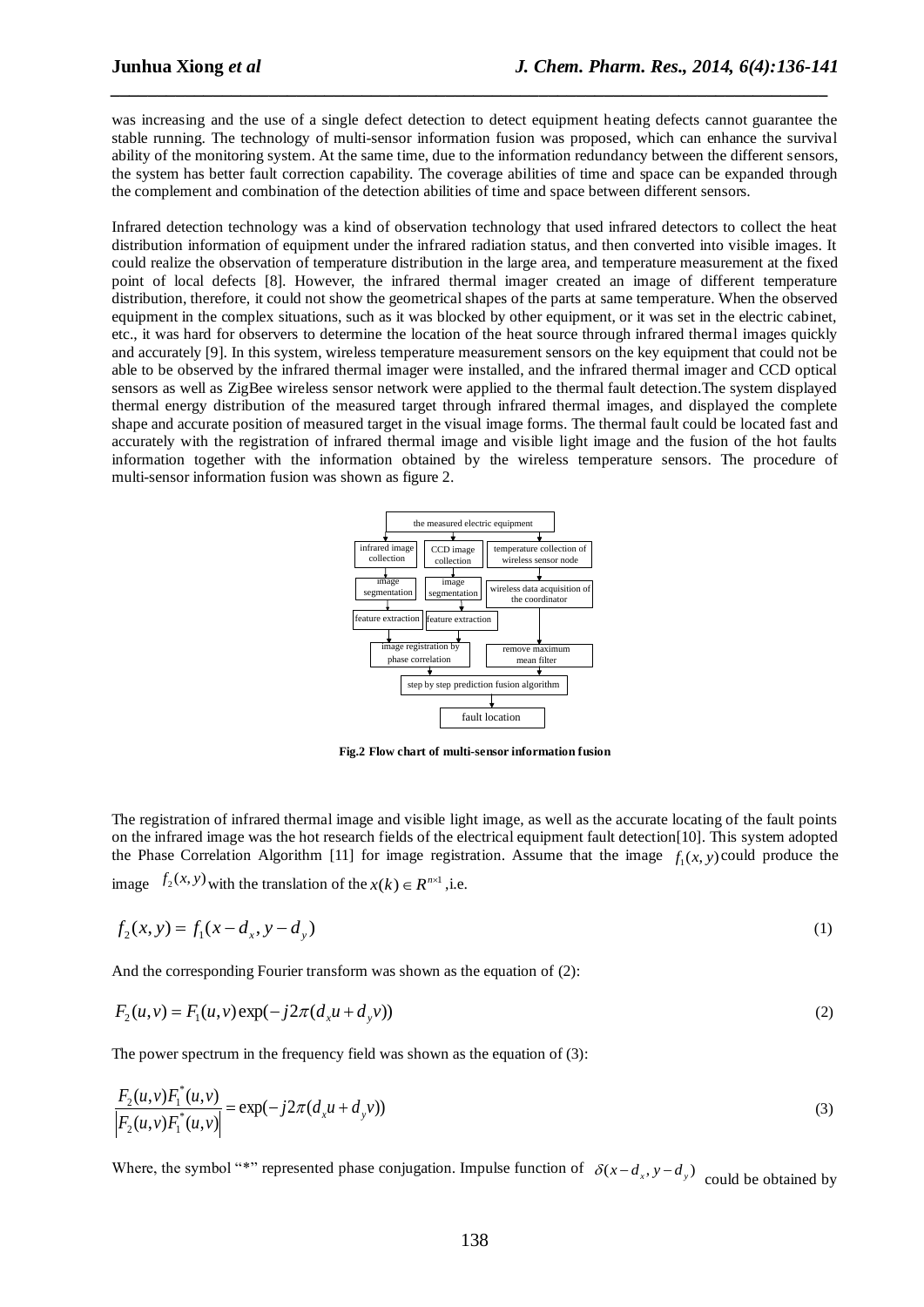was increasing and the use of a single defect detection to detect equipment heating defects cannot guarantee the stable running. The technology of multi-sensor information fusion was proposed, which can enhance the survival ability of the monitoring system. At the same time, due to the information redundancy between the different sensors, the system has better fault correction capability. The coverage abilities of time and space can be expanded through the complement and combination of the detection abilities of time and space between different sensors.

Infrared detection technology was a kind of observation technology that used infrared detectors to collect the heat distribution information of equipment under the infrared radiation status, and then converted into visible images. It could realize the observation of temperature distribution in the large area, and temperature measurement at the fixed point of local defects [8]. However, the infrared thermal imager created an image of different temperature distribution, therefore, it could not show the geometrical shapes of the parts at same temperature. When the observed equipment in the complex situations, such as it was blocked by other equipment, or it was set in the electric cabinet, etc., it was hard for observers to determine the location of the heat source through infrared thermal images quickly and accurately [9]. In this system, wireless temperature measurement sensors on the key equipment that could not be able to be observed by the infrared thermal imager were installed, and the infrared thermal imager and CCD optical sensors as well as ZigBee wireless sensor network were applied to the thermal fault detection.The system displayed thermal energy distribution of the measured target through infrared thermal images, and displayed the complete shape and accurate position of measured target in the visual image forms. The thermal fault could be located fast and accurately with the registration of infrared thermal image and visible light image and the fusion of the hot faults information together with the information obtained by the wireless temperature sensors. The procedure of multi-sensor information fusion was shown as figure 2.

**Fig.2 Flow chart of multi-sensor information fusion**

The registration of infrared thermal image and visible light image, as well as the accurate locating of the fault points on the infrared image was the hot research fields of the electrical equipment fault detection[10]. This system adopted the Phase Correlation Algorithm [11] for image registration. Assume that the image $f_1(x, y)$ could produce the image $f_2(x, y)$ with the translation of the $x(k) \in R^{n \times 1}$ ,i.e.

$$f_2(x, y) = f_1(x - d_x, y - d_y) \tag{1}$$

And the corresponding Fourier transform was shown as the equation of (2):

$$F_2(u,v) = F_1(u,v)\exp(-j2\pi(d_x u + d_y v)) \tag{2}$$

The power spectrum in the frequency field was shown as the equation of (3):

$$\frac{F_2(u,v)F_1^*(u,v)}{\left|F_2(u,v)F_1^*(u,v)\right|} = \exp(-j2\pi(d_x u + d_y v)) \tag{3}$$

Where, the symbol "*" represented phase conjugation. Impulse function of $\delta(x - d_x, y - d_y)$ could be obtained by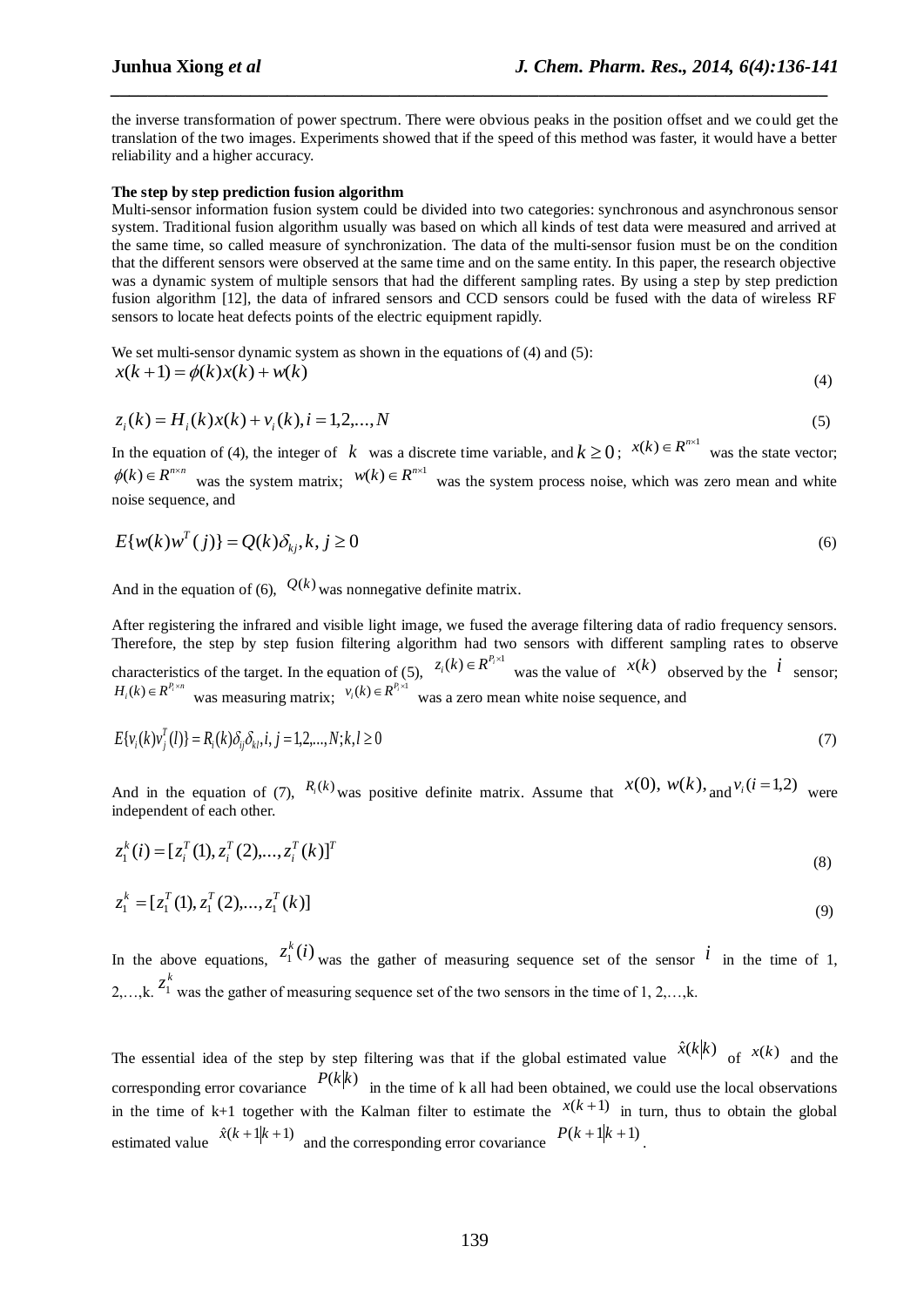the inverse transformation of power spectrum. There were obvious peaks in the position offset and we could get the translation of the two images. Experiments showed that if the speed of this method was faster, it would have a better reliability and a higher accuracy.

**The step by step prediction fusion algorithm**

Multi-sensor information fusion system could be divided into two categories: synchronous and asynchronous sensor system. Traditional fusion algorithm usually was based on which all kinds of test data were measured and arrived at the same time, so called measure of synchronization. The data of the multi-sensor fusion must be on the condition that the different sensors were observed at the same time and on the same entity. In this paper, the research objective was a dynamic system of multiple sensors that had the different sampling rates. By using a step by step prediction fusion algorithm [12], the data of infrared sensors and CCD sensors could be fused with the data of wireless RF sensors to locate heat defects points of the electric equipment rapidly.

We set multi-sensor dynamic system as shown in the equations of (4) and (5):

$$x(k+1) = \phi(k)x(k) + w(k) \tag{4}$$

$$z_i(k) = H_i(k)x(k) + v_i(k), i = 1,2,...,N \tag{5}$$

In the equation of (4), the integer of $k$ was a discrete time variable, and $k \geq 0$; $x(k) \in R^{n \times 1}$ was the state vector; $\phi(k) \in R^{n \times n}$ was the system matrix; $w(k) \in R^{n \times 1}$ was the system process noise, which was zero mean and white noise sequence, and

$$E\{w(k)w^T(j)\} = Q(k)\delta_{kj}, k, j \geq 0 \tag{6}$$

And in the equation of (6), $Q(k)$ was nonnegative definite matrix.

After registering the infrared and visible light image, we fused the average filtering data of radio frequency sensors. Therefore, the step by step fusion filtering algorithm had two sensors with different sampling rates to observe characteristics of the target. In the equation of (5), $z_i(k) \in R^{P_i \times 1}$ was the value of $x(k)$ observed by the $i$ sensor; $H_i(k) \in R^{P_i \times n}$ was measuring matrix; $v_i(k) \in R^{P_i \times 1}$ was a zero mean white noise sequence, and

$$E\{v_i(k)v_j^T(l)\} = R_i(k)\delta_{ij}\delta_{kl}, i, j = 1,2,...,N; k, l \geq 0 \tag{7}$$

And in the equation of (7), $R_i(k)$ was positive definite matrix. Assume that $x(0)$, $w(k)$, and $v_i (i = 1,2)$ were independent of each other.

$$z_1^k(i) = [z_i^T(1), z_i^T(2),..., z_i^T(k)]^T \tag{8}$$

$$z_1^k = [z_1^T(1), z_1^T(2),..., z_1^T(k)] \tag{9}$$

In the above equations, $z_1^k(i)$ was the gather of measuring sequence set of the sensor $i$ in the time of 1, 2,…,k. $z_1^k$ was the gather of measuring sequence set of the two sensors in the time of 1, 2,…,k.

The essential idea of the step by step filtering was that if the global estimated value $\hat{x}(k|k)$ of $x(k)$ and the corresponding error covariance $P(k|k)$ in the time of k all had been obtained, we could use the local observations in the time of k+1 together with the Kalman filter to estimate the $x(k+1)$ in turn, thus to obtain the global estimated value $\hat{x}(k+1|k+1)$ and the corresponding error covariance $P(k+1|k+1)$.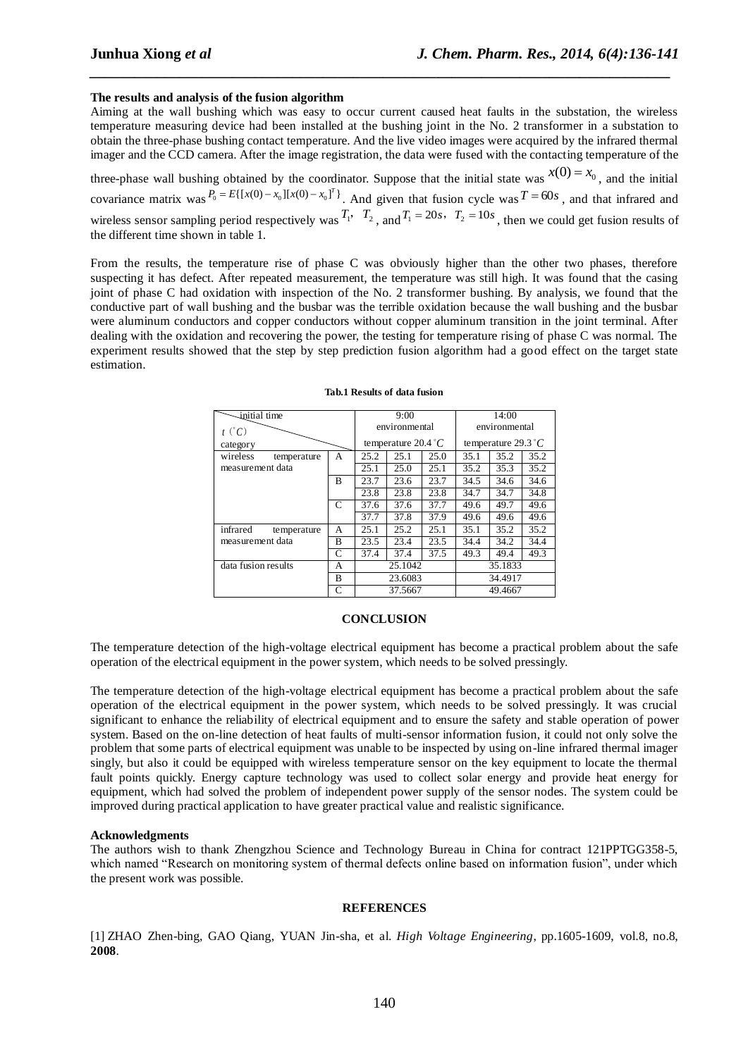**The results and analysis of the fusion algorithm**

Aiming at the wall bushing which was easy to occur current caused heat faults in the substation, the wireless temperature measuring device had been installed at the bushing joint in the No. 2 transformer in a substation to obtain the three-phase bushing contact temperature. And the live video images were acquired by the infrared thermal imager and the CCD camera. After the image registration, the data were fused with the contacting temperature of the three-phase wall bushing obtained by the coordinator. Suppose that the initial state was $x(0) = x_0$, and the initial covariance matrix was $P_0 = E\{[x(0)-x_0][x(0)-x_0]^T\}$. And given that fusion cycle was $T = 60s$, and that infrared and wireless sensor sampling period respectively was $T_1$, $T_2$, and $T_1 = 20s$, $T_2 = 10s$, then we could get fusion results of the different time shown in table 1.

From the results, the temperature rise of phase C was obviously higher than the other two phases, therefore suspecting it has defect. After repeated measurement, the temperature was still high. It was found that the casing joint of phase C had oxidation with inspection of the No. 2 transformer bushing. By analysis, we found that the conductive part of wall bushing and the busbar was the terrible oxidation because the wall bushing and the busbar were aluminum conductors and copper conductors without copper aluminum transition in the joint terminal. After dealing with the oxidation and recovering the power, the testing for temperature rising of phase C was normal. The experiment results showed that the step by step prediction fusion algorithm had a good effect on the target state estimation.

**Tab.1 Results of data fusion**

| initial time / $t$ (°C) / category | | 9:00 environmental temperature 20.4 °C | | | 14:00 environmental temperature 29.3 °C | | |
|---|---|---|---|---|---|---|---|
| wireless temperature measurement data | A | 25.2 | 25.1 | 25.0 | 35.1 | 35.2 | 35.2 |
| | | 25.1 | 25.0 | 25.1 | 35.2 | 35.3 | 35.2 |
| | B | 23.7 | 23.6 | 23.7 | 34.5 | 34.6 | 34.6 |
| | | 23.8 | 23.8 | 23.8 | 34.7 | 34.7 | 34.8 |
| | C | 37.6 | 37.6 | 37.7 | 49.6 | 49.7 | 49.6 |
| | | 37.7 | 37.8 | 37.9 | 49.6 | 49.6 | 49.6 |
| infrared temperature measurement data | A | 25.1 | 25.2 | 25.1 | 35.1 | 35.2 | 35.2 |
| | B | 23.5 | 23.4 | 23.5 | 34.4 | 34.2 | 34.4 |
| | C | 37.4 | 37.4 | 37.5 | 49.3 | 49.4 | 49.3 |
| data fusion results | A | 25.1042 | | | 35.1833 | | |
| | B | 23.6083 | | | 34.4917 | | |
| | C | 37.5667 | | | 49.4667 | | |

## CONCLUSION

The temperature detection of the high-voltage electrical equipment has become a practical problem about the safe operation of the electrical equipment in the power system, which needs to be solved pressingly.

The temperature detection of the high-voltage electrical equipment has become a practical problem about the safe operation of the electrical equipment in the power system, which needs to be solved pressingly. It was crucial significant to enhance the reliability of electrical equipment and to ensure the safety and stable operation of power system. Based on the on-line detection of heat faults of multi-sensor information fusion, it could not only solve the problem that some parts of electrical equipment was unable to be inspected by using on-line infrared thermal imager singly, but also it could be equipped with wireless temperature sensor on the key equipment to locate the thermal fault points quickly. Energy capture technology was used to collect solar energy and provide heat energy for equipment, which had solved the problem of independent power supply of the sensor nodes. The system could be improved during practical application to have greater practical value and realistic significance.

**Acknowledgments**

The authors wish to thank Zhengzhou Science and Technology Bureau in China for contract 121PPTGG358-5, which named "Research on monitoring system of thermal defects online based on information fusion", under which the present work was possible.

## REFERENCES

[1] ZHAO Zhen-bing, GAO Qiang, YUAN Jin-sha, et al. *High Voltage Engineering*, pp.1605-1609, vol.8, no.8, **2008**.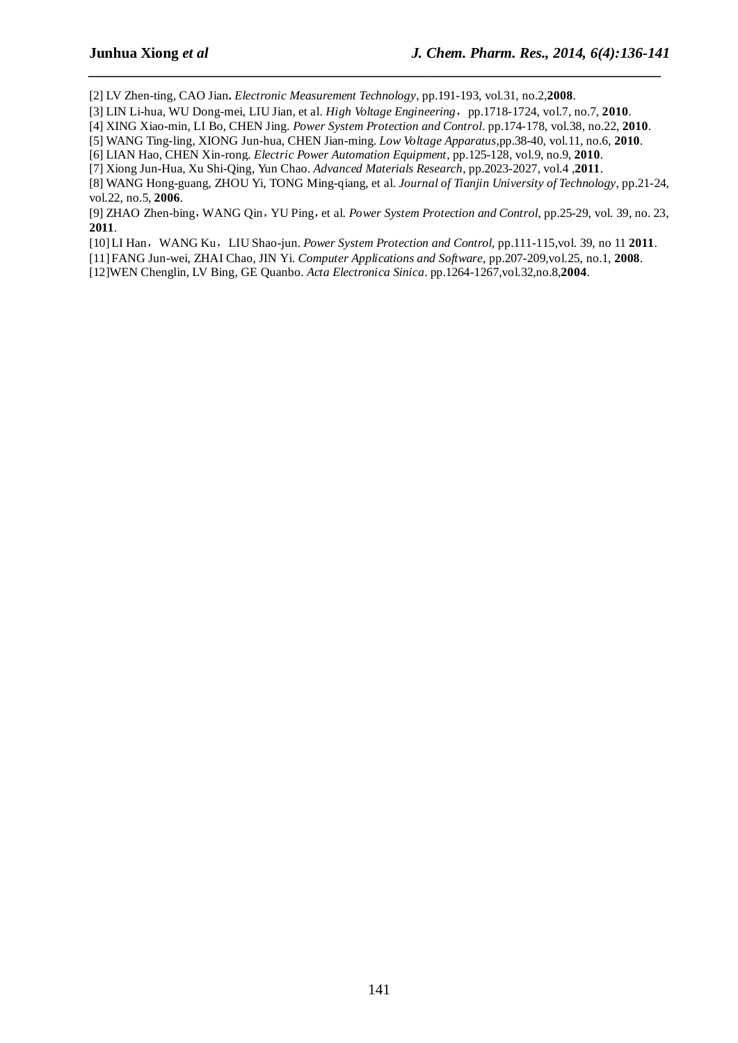[2] LV Zen-ting, CAO Jian**.** *Electronic Measurement Technology*, pp.191-193, vol.31, no.2,**2008**.

[3] LIN Li-hua, WU Dong-mei, LIU Jian, et al. *High Voltage Engineering*，pp.1718-1724, vol.7, no.7, **2010**.

[4] XING Xiao-min, LI Bo, CHEN Jing. *Power System Protection and Control*. pp.174-178, vol.38, no.22, **2010**.

[5] WANG Ting-ling, XIONG Jun-hua, CHEN Jian-ming. *Low Voltage Apparatus*,pp.38-40, vol.11, no.6, **2010**.

[6] LIAN Hao, CHEN Xin-rong. *Electric Power Automation Equipment*, pp.125-128, vol.9, no.9, **2010**.

[7] Xiong Jun-Hua, Xu Shi-Qing, Yun Chao. *Advanced Materials Research*, pp.2023-2027, vol.4 ,**2011**.

[8] WANG Hong-guang, ZHOU Yi, TONG Ming-qiang, et al. *Journal of Tianjin University of Technology*, pp.21-24, vol.22, no.5, **2006**.

[9] ZHAO Zhen-bing，WANG Qin，YU Ping，et al. *Power System Protection and Control*, pp.25-29, vol. 39, no. 23, **2011**.

[10] LI Han，WANG Ku，LIU Shao-jun. *Power System Protection and Control*, pp.111-115,vol. 39, no 11 **2011**.

[11] FANG Jun-wei, ZHAI Chao, JIN Yi. *Computer Applications and Software*, pp.207-209,vol.25, no.1, **2008**.

[12]WEN Chenglin, LV Bing, GE Quanbo. *Acta Electronica Sinica*. pp.1264-1267,vol.32,no.8,**2004**.